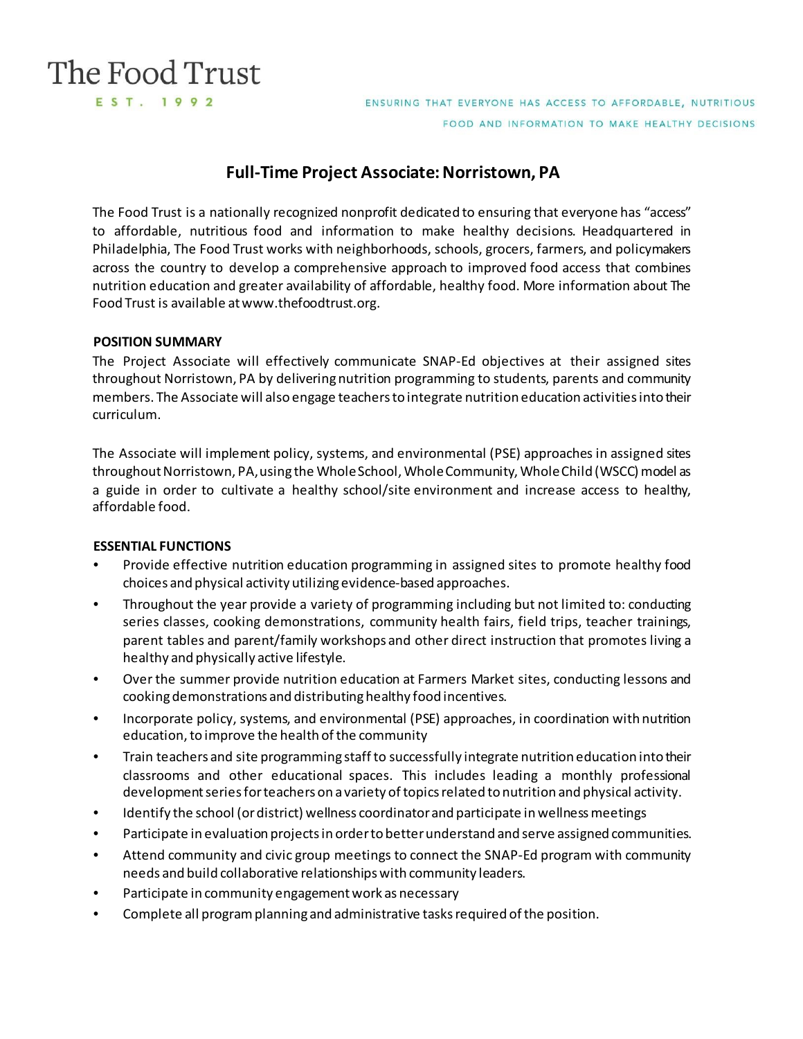The Food Trust

EST. 1992

ENSURING THAT EVERYONE HAS ACCESS TO AFFORDABLE, NUTRITIOUS FOOD AND INFORMATION TO MAKE HEALTHY DECISIONS

# Full-Time Project Associate: Norristown, PA

The Food Trust is a nationally recognized nonprofit dedicated to ensuring that everyone has "access" to affordable, nutritious food and information to make healthy decisions. Headquartered in Philadelphia, The Food Trust works with neighborhoods, schools, grocers, farmers, and policymakers across the country to develop a comprehensive approach to improved food access that combines nutrition education and greater availability of affordable, healthy food. More information about The Food Trust is available at www.thefoodtrust.org.

## POSITION SUMMARY

The Project Associate will effectively communicate SNAP-Ed objectives at their assigned sites throughout Norristown, PA by delivering nutrition programming to students, parents and community members. The Associate will also engage teachers to integrate nutrition education activities into their curriculum.

The Associate will implement policy, systems, and environmental (PSE) approaches in assigned sites throughout Norristown, PA, using the Whole School, Whole Community, Whole Child (WSCC) model as a guide in order to cultivate a healthy school/site environment and increase access to healthy, affordable food.

## ESSENTIAL FUNCTIONS

- Provide effective nutrition education programming in assigned sites to promote healthy food choices and physical activity utilizing evidence-based approaches.
- Throughout the year provide a variety of programming including but not limited to: conducting series classes, cooking demonstrations, community health fairs, field trips, teacher trainings, parent tables and parent/family workshops and other direct instruction that promotes living a healthy and physically active lifestyle.
- Over the summer provide nutrition education at Farmers Market sites, conducting lessons and cooking demonstrations and distributing healthy food incentives.
- Incorporate policy, systems, and environmental (PSE) approaches, in coordination with nutrition education, to improve the health of the community
- Train teachers and site programming staff to successfully integrate nutrition education into their classrooms and other educational spaces. This includes leading a monthly professional development series for teachers on a variety of topics related to nutrition and physical activity.
- Identify the school (or district) wellness coordinator and participate in wellness meetings
- Participate in evaluation projects in order to better understand and serve assigned communities.
- Attend community and civic group meetings to connect the SNAP-Ed program with community needs and build collaborative relationships with community leaders.
- Participate in community engagement work as necessary
- Complete all program planning and administrative tasks required of the position.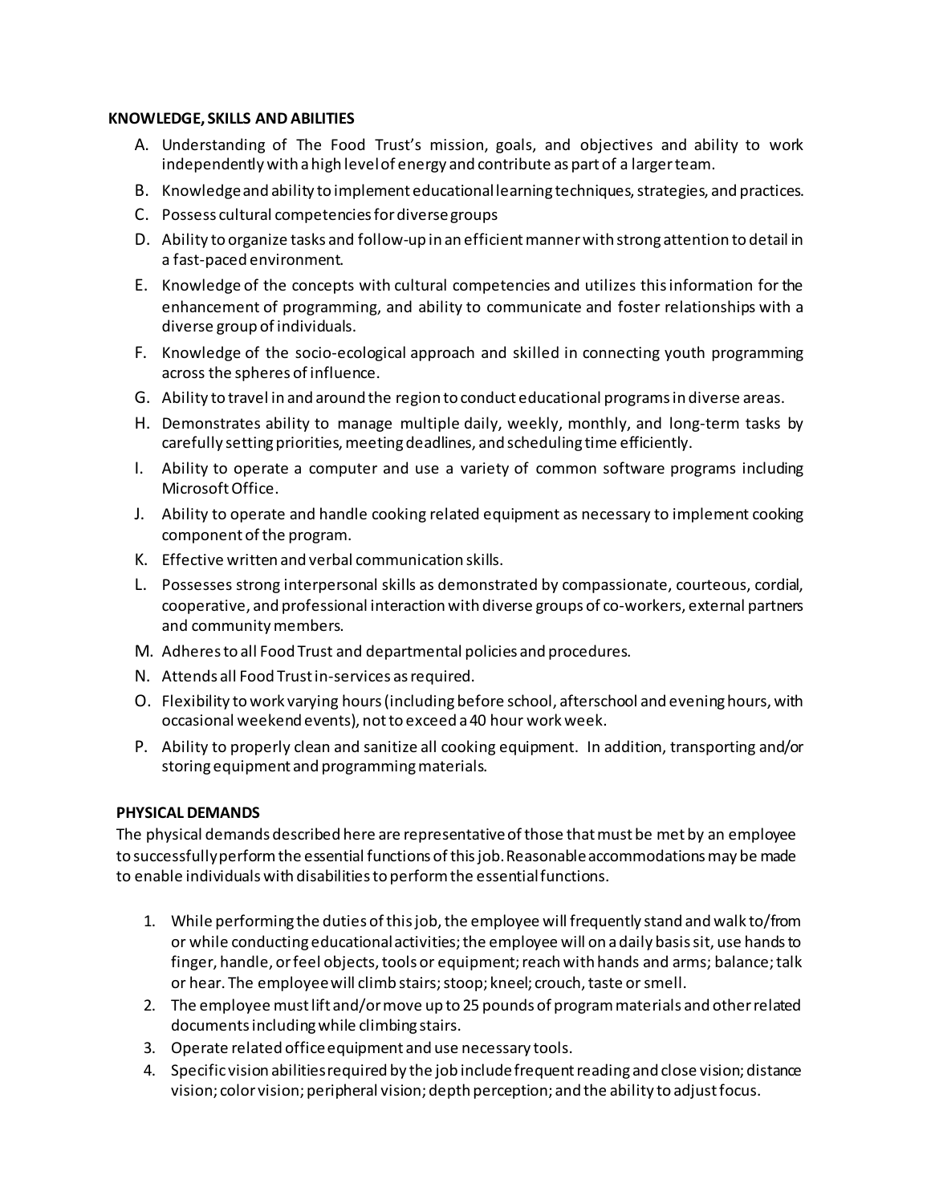**KNOWLEDGE, SKILLS AND ABILITIES**

A. Understanding of The Food Trust's mission, goals, and objectives and ability to work independently with a high level of energy and contribute as part of a larger team.

B. Knowledge and ability to implement educational learning techniques, strategies, and practices.

C. Possess cultural competencies for diverse groups

D. Ability to organize tasks and follow-up in an efficient manner with strong attention to detail in a fast-paced environment.

E. Knowledge of the concepts with cultural competencies and utilizes this information for the enhancement of programming, and ability to communicate and foster relationships with a diverse group of individuals.

F. Knowledge of the socio-ecological approach and skilled in connecting youth programming across the spheres of influence.

G. Ability to travel in and around the region to conduct educational programs in diverse areas.

H. Demonstrates ability to manage multiple daily, weekly, monthly, and long-term tasks by carefully setting priorities, meeting deadlines, and scheduling time efficiently.

I. Ability to operate a computer and use a variety of common software programs including Microsoft Office.

J. Ability to operate and handle cooking related equipment as necessary to implement cooking component of the program.

K. Effective written and verbal communication skills.

L. Possesses strong interpersonal skills as demonstrated by compassionate, courteous, cordial, cooperative, and professional interaction with diverse groups of co-workers, external partners and community members.

M. Adheres to all Food Trust and departmental policies and procedures.

N. Attends all Food Trust in-services as required.

O. Flexibility to work varying hours (including before school, afterschool and evening hours, with occasional weekend events), not to exceed a 40 hour work week.

P. Ability to properly clean and sanitize all cooking equipment. In addition, transporting and/or storing equipment and programming materials.

**PHYSICAL DEMANDS**

The physical demands described here are representative of those that must be met by an employee to successfully perform the essential functions of this job. Reasonable accommodations may be made to enable individuals with disabilities to perform the essential functions.

1. While performing the duties of this job, the employee will frequently stand and walk to/from or while conducting educational activities; the employee will on a daily basis sit, use hands to finger, handle, or feel objects, tools or equipment; reach with hands and arms; balance; talk or hear. The employee will climb stairs; stoop; kneel; crouch, taste or smell.
2. The employee must lift and/or move up to 25 pounds of program materials and other related documents including while climbing stairs.
3. Operate related office equipment and use necessary tools.
4. Specific vision abilities required by the job include frequent reading and close vision; distance vision; color vision; peripheral vision; depth perception; and the ability to adjust focus.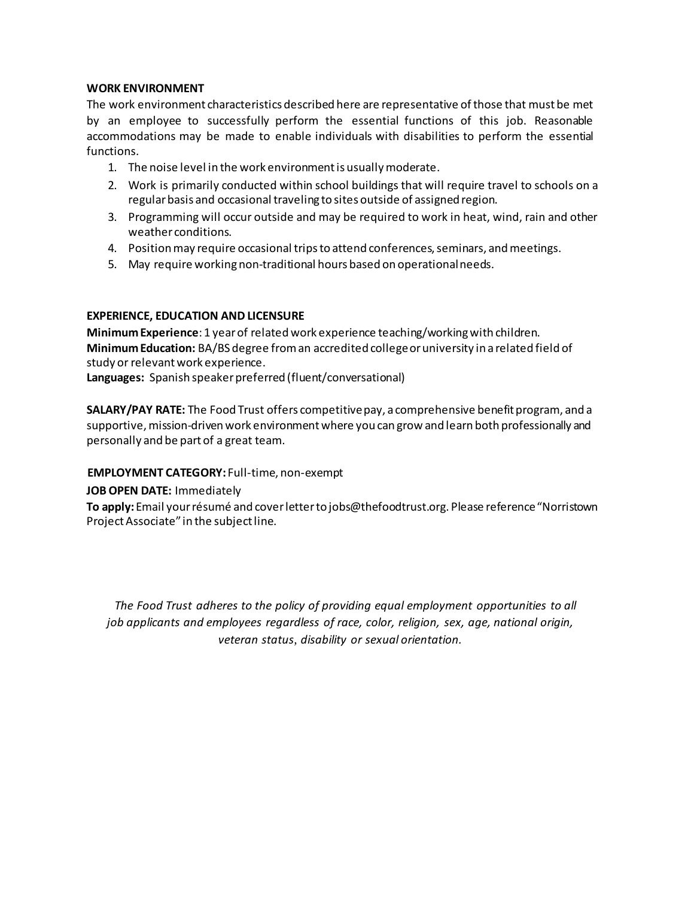**WORK ENVIRONMENT**

The work environment characteristics described here are representative of those that must be met by an employee to successfully perform the essential functions of this job. Reasonable accommodations may be made to enable individuals with disabilities to perform the essential functions.

1. The noise level in the work environment is usually moderate.
2. Work is primarily conducted within school buildings that will require travel to schools on a regular basis and occasional traveling to sites outside of assigned region.
3. Programming will occur outside and may be required to work in heat, wind, rain and other weather conditions.
4. Position may require occasional trips to attend conferences, seminars, and meetings.
5. May require working non-traditional hours based on operational needs.

**EXPERIENCE, EDUCATION AND LICENSURE**

**Minimum Experience**: 1 year of related work experience teaching/working with children.
**Minimum Education:** BA/BS degree from an accredited college or university in a related field of study or relevant work experience.
**Languages:** Spanish speaker preferred (fluent/conversational)

**SALARY/PAY RATE:** The Food Trust offers competitive pay, a comprehensive benefit program, and a supportive, mission-driven work environment where you can grow and learn both professionally and personally and be part of a great team.

**EMPLOYMENT CATEGORY:** Full-time, non-exempt

**JOB OPEN DATE:** Immediately

**To apply:** Email your résumé and cover letter to jobs@thefoodtrust.org. Please reference "Norristown Project Associate" in the subject line.

*The Food Trust adheres to the policy of providing equal employment opportunities to all job applicants and employees regardless of race, color, religion, sex, age, national origin, veteran status, disability or sexual orientation.*